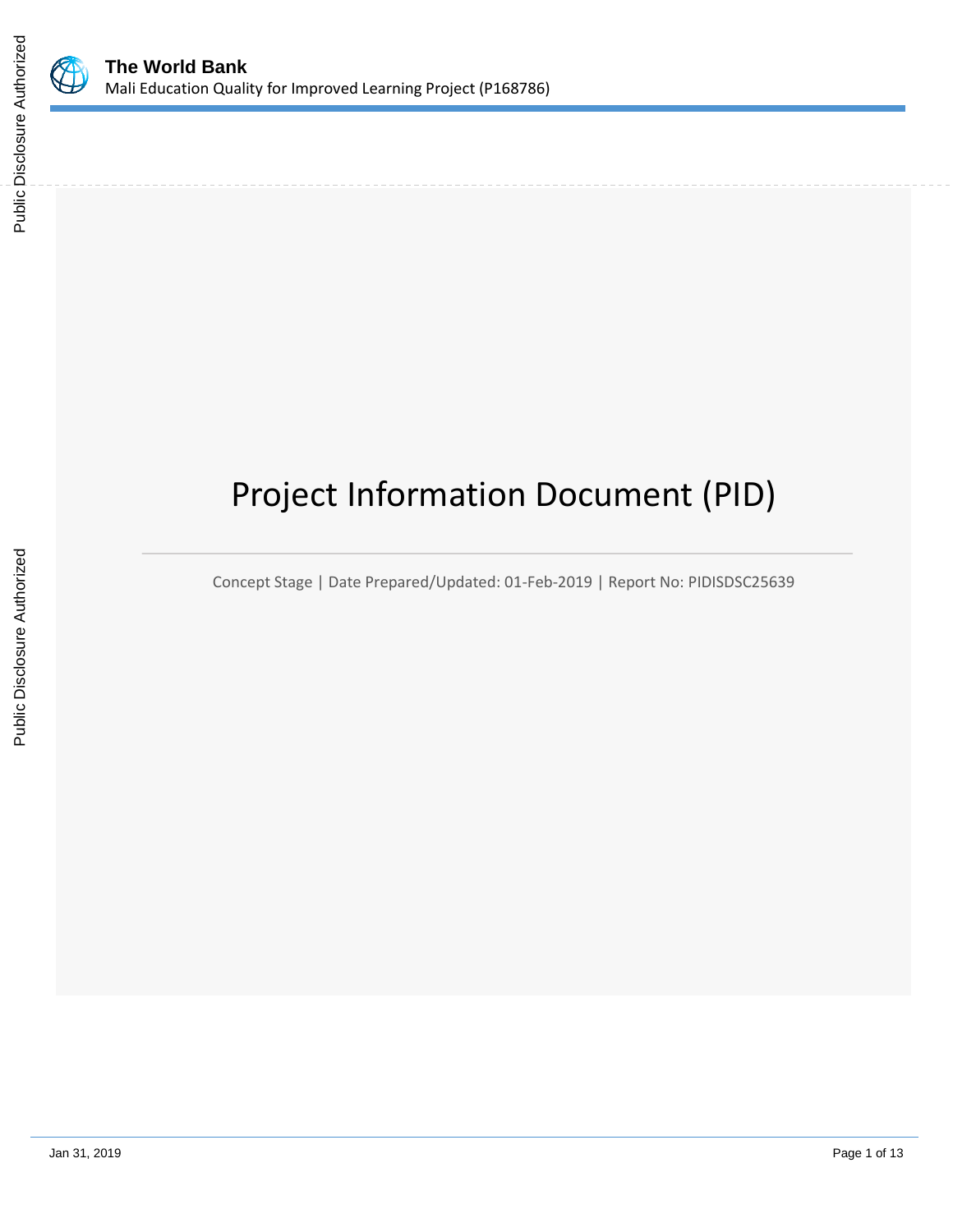# Project Information Document (PID)

Concept Stage | Date Prepared/Updated: 01-Feb-2019 | Report No: PIDISDSC25639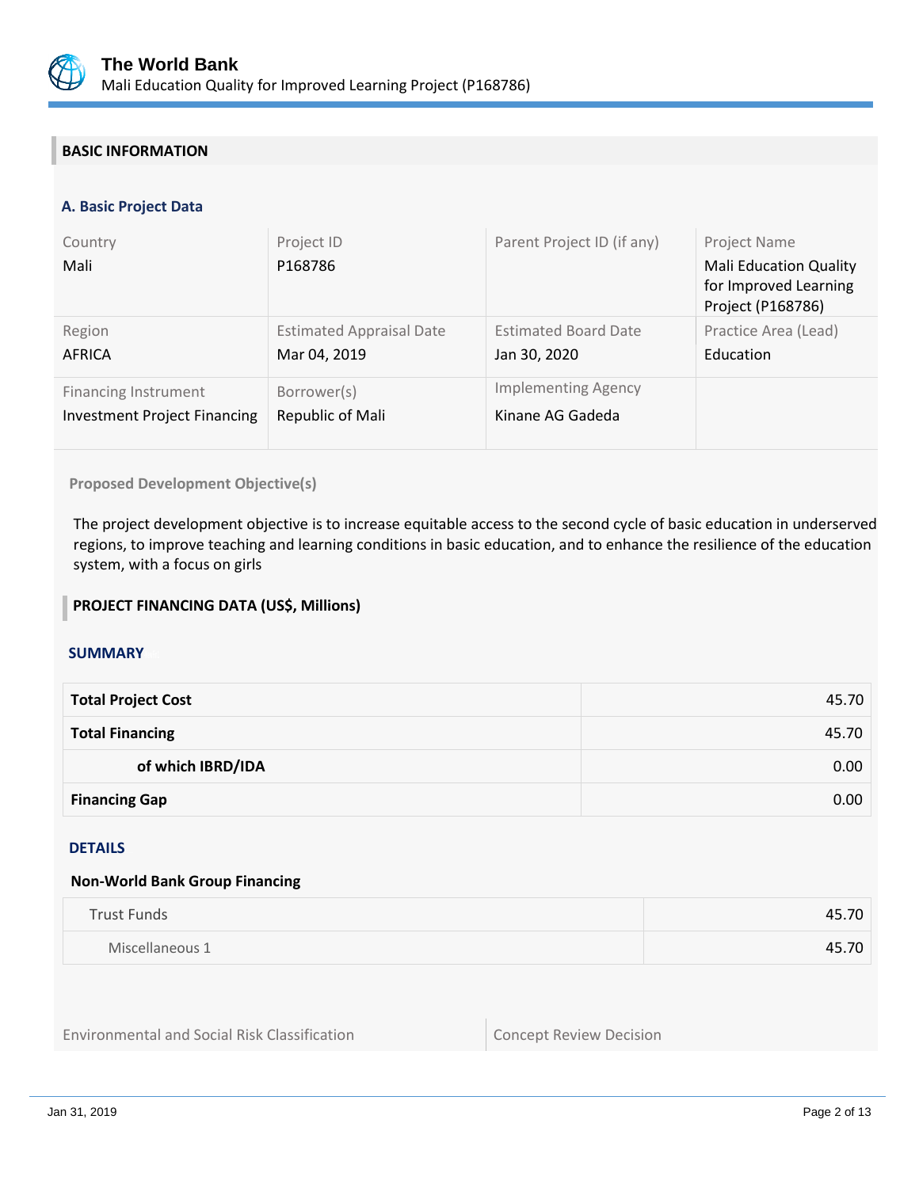## BASIC INFORMATION

### A. Basic Project Data

| Country | Project ID | Parent Project ID (if any) | Project Name |
|---|---|---|---|
| Mali | P168786 | | Mali Education Quality for Improved Learning Project (P168786) |
| **Region** | **Estimated Appraisal Date** | **Estimated Board Date** | **Practice Area (Lead)** |
| AFRICA | Mar 04, 2019 | Jan 30, 2020 | Education |
| **Financing Instrument** | **Borrower(s)** | **Implementing Agency** | |
| Investment Project Financing | Republic of Mali | Kinane AG Gadeda | |

**Proposed Development Objective(s)**

The project development objective is to increase equitable access to the second cycle of basic education in underserved regions, to improve teaching and learning conditions in basic education, and to enhance the resilience of the education system, with a focus on girls

## PROJECT FINANCING DATA (US$, Millions)

### SUMMARY

| | |
|---|---|
| **Total Project Cost** | 45.70 |
| **Total Financing** | 45.70 |
| **of which IBRD/IDA** | 0.00 |
| **Financing Gap** | 0.00 |

### DETAILS

**Non-World Bank Group Financing**

| | |
|---|---|
| Trust Funds | 45.70 |
| Miscellaneous 1 | 45.70 |

| Environmental and Social Risk Classification | Concept Review Decision |
|---|---|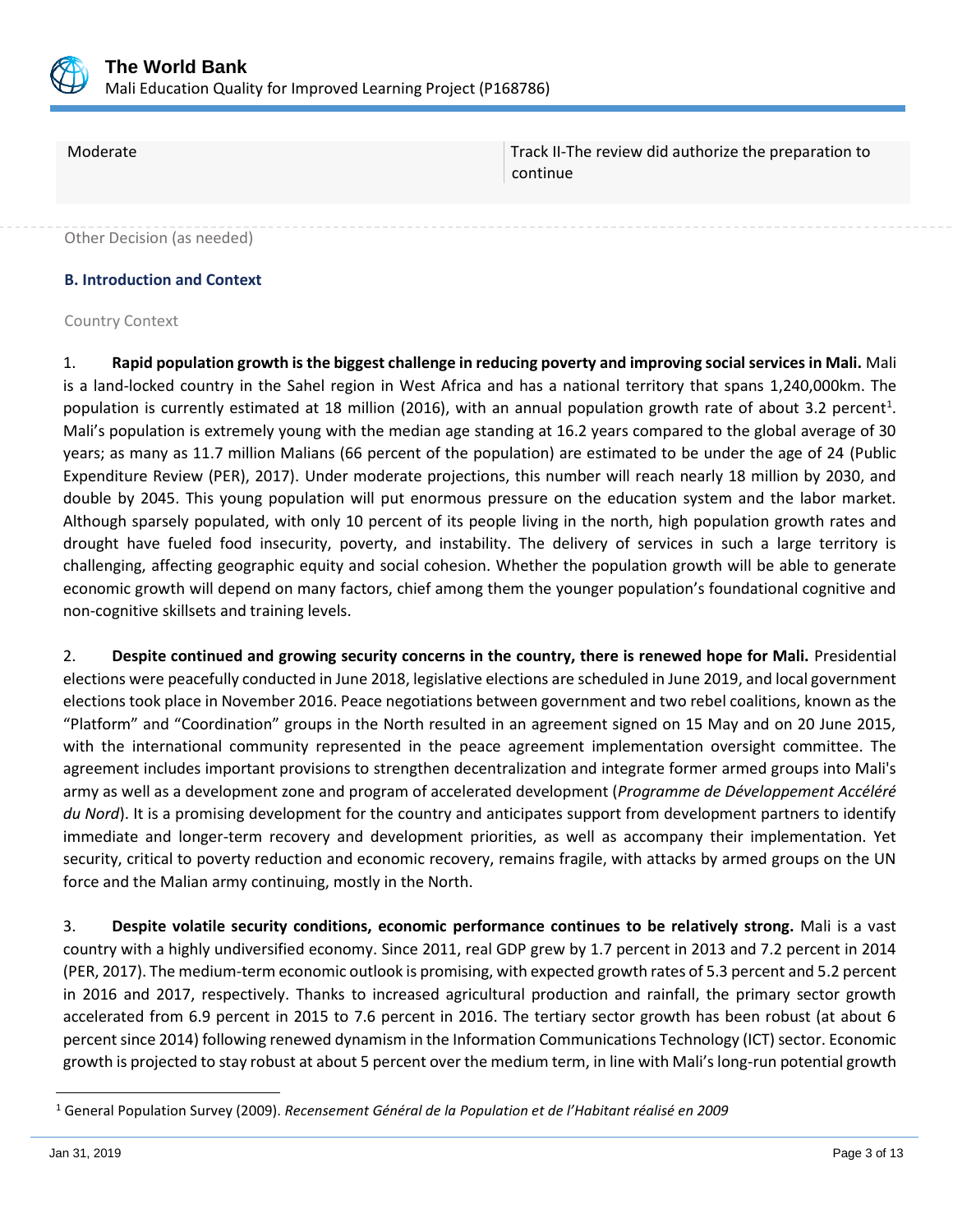| Moderate | Track II-The review did authorize the preparation to continue |
| --- | --- |

Other Decision (as needed)

## B. Introduction and Context

### Country Context

1. **Rapid population growth is the biggest challenge in reducing poverty and improving social services in Mali.** Mali is a land-locked country in the Sahel region in West Africa and has a national territory that spans 1,240,000km. The population is currently estimated at 18 million (2016), with an annual population growth rate of about 3.2 percent[1]. Mali's population is extremely young with the median age standing at 16.2 years compared to the global average of 30 years; as many as 11.7 million Malians (66 percent of the population) are estimated to be under the age of 24 (Public Expenditure Review (PER), 2017). Under moderate projections, this number will reach nearly 18 million by 2030, and double by 2045. This young population will put enormous pressure on the education system and the labor market. Although sparsely populated, with only 10 percent of its people living in the north, high population growth rates and drought have fueled food insecurity, poverty, and instability. The delivery of services in such a large territory is challenging, affecting geographic equity and social cohesion. Whether the population growth will be able to generate economic growth will depend on many factors, chief among them the younger population's foundational cognitive and non-cognitive skillsets and training levels.

2. **Despite continued and growing security concerns in the country, there is renewed hope for Mali.** Presidential elections were peacefully conducted in June 2018, legislative elections are scheduled in June 2019, and local government elections took place in November 2016. Peace negotiations between government and two rebel coalitions, known as the "Platform" and "Coordination" groups in the North resulted in an agreement signed on 15 May and on 20 June 2015, with the international community represented in the peace agreement implementation oversight committee. The agreement includes important provisions to strengthen decentralization and integrate former armed groups into Mali's army as well as a development zone and program of accelerated development (*Programme de Développement Accéléré du Nord*). It is a promising development for the country and anticipates support from development partners to identify immediate and longer-term recovery and development priorities, as well as accompany their implementation. Yet security, critical to poverty reduction and economic recovery, remains fragile, with attacks by armed groups on the UN force and the Malian army continuing, mostly in the North.

3. **Despite volatile security conditions, economic performance continues to be relatively strong.** Mali is a vast country with a highly undiversified economy. Since 2011, real GDP grew by 1.7 percent in 2013 and 7.2 percent in 2014 (PER, 2017). The medium-term economic outlook is promising, with expected growth rates of 5.3 percent and 5.2 percent in 2016 and 2017, respectively. Thanks to increased agricultural production and rainfall, the primary sector growth accelerated from 6.9 percent in 2015 to 7.6 percent in 2016. The tertiary sector growth has been robust (at about 6 percent since 2014) following renewed dynamism in the Information Communications Technology (ICT) sector. Economic growth is projected to stay robust at about 5 percent over the medium term, in line with Mali's long-run potential growth

---

[1] General Population Survey (2009). *Recensement Général de la Population et de l'Habitant réalisé en 2009*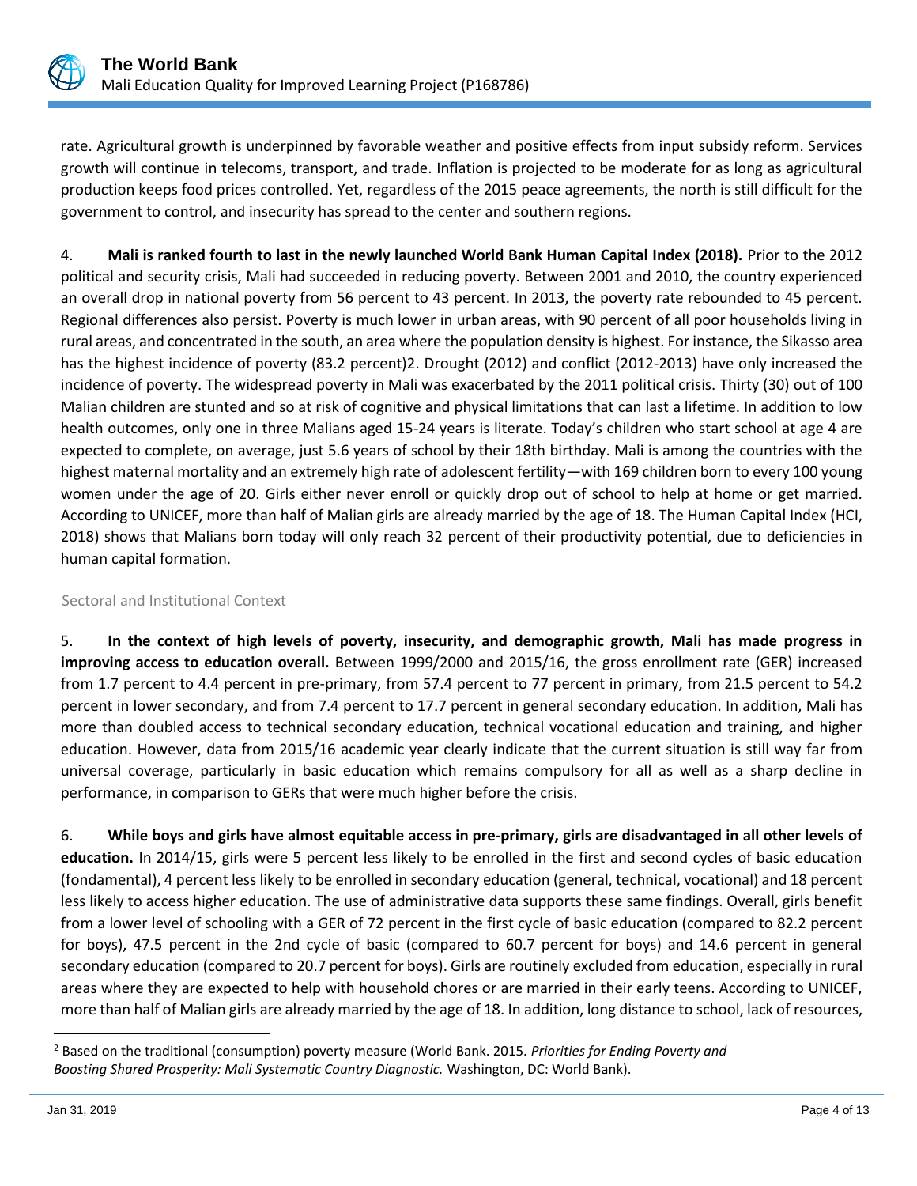rate. Agricultural growth is underpinned by favorable weather and positive effects from input subsidy reform. Services growth will continue in telecoms, transport, and trade. Inflation is projected to be moderate for as long as agricultural production keeps food prices controlled. Yet, regardless of the 2015 peace agreements, the north is still difficult for the government to control, and insecurity has spread to the center and southern regions.

4. **Mali is ranked fourth to last in the newly launched World Bank Human Capital Index (2018).** Prior to the 2012 political and security crisis, Mali had succeeded in reducing poverty. Between 2001 and 2010, the country experienced an overall drop in national poverty from 56 percent to 43 percent. In 2013, the poverty rate rebounded to 45 percent. Regional differences also persist. Poverty is much lower in urban areas, with 90 percent of all poor households living in rural areas, and concentrated in the south, an area where the population density is highest. For instance, the Sikasso area has the highest incidence of poverty (83.2 percent)[2]. Drought (2012) and conflict (2012-2013) have only increased the incidence of poverty. The widespread poverty in Mali was exacerbated by the 2011 political crisis. Thirty (30) out of 100 Malian children are stunted and so at risk of cognitive and physical limitations that can last a lifetime. In addition to low health outcomes, only one in three Malians aged 15-24 years is literate. Today's children who start school at age 4 are expected to complete, on average, just 5.6 years of school by their 18th birthday. Mali is among the countries with the highest maternal mortality and an extremely high rate of adolescent fertility—with 169 children born to every 100 young women under the age of 20. Girls either never enroll or quickly drop out of school to help at home or get married. According to UNICEF, more than half of Malian girls are already married by the age of 18. The Human Capital Index (HCI, 2018) shows that Malians born today will only reach 32 percent of their productivity potential, due to deficiencies in human capital formation.

## Sectoral and Institutional Context

5. **In the context of high levels of poverty, insecurity, and demographic growth, Mali has made progress in improving access to education overall.** Between 1999/2000 and 2015/16, the gross enrollment rate (GER) increased from 1.7 percent to 4.4 percent in pre-primary, from 57.4 percent to 77 percent in primary, from 21.5 percent to 54.2 percent in lower secondary, and from 7.4 percent to 17.7 percent in general secondary education. In addition, Mali has more than doubled access to technical secondary education, technical vocational education and training, and higher education. However, data from 2015/16 academic year clearly indicate that the current situation is still way far from universal coverage, particularly in basic education which remains compulsory for all as well as a sharp decline in performance, in comparison to GERs that were much higher before the crisis.

6. **While boys and girls have almost equitable access in pre-primary, girls are disadvantaged in all other levels of education.** In 2014/15, girls were 5 percent less likely to be enrolled in the first and second cycles of basic education (fondamental), 4 percent less likely to be enrolled in secondary education (general, technical, vocational) and 18 percent less likely to access higher education. The use of administrative data supports these same findings. Overall, girls benefit from a lower level of schooling with a GER of 72 percent in the first cycle of basic education (compared to 82.2 percent for boys), 47.5 percent in the 2nd cycle of basic (compared to 60.7 percent for boys) and 14.6 percent in general secondary education (compared to 20.7 percent for boys). Girls are routinely excluded from education, especially in rural areas where they are expected to help with household chores or are married in their early teens. According to UNICEF, more than half of Malian girls are already married by the age of 18. In addition, long distance to school, lack of resources,

[2] Based on the traditional (consumption) poverty measure (World Bank. 2015. *Priorities for Ending Poverty and Boosting Shared Prosperity: Mali Systematic Country Diagnostic.* Washington, DC: World Bank).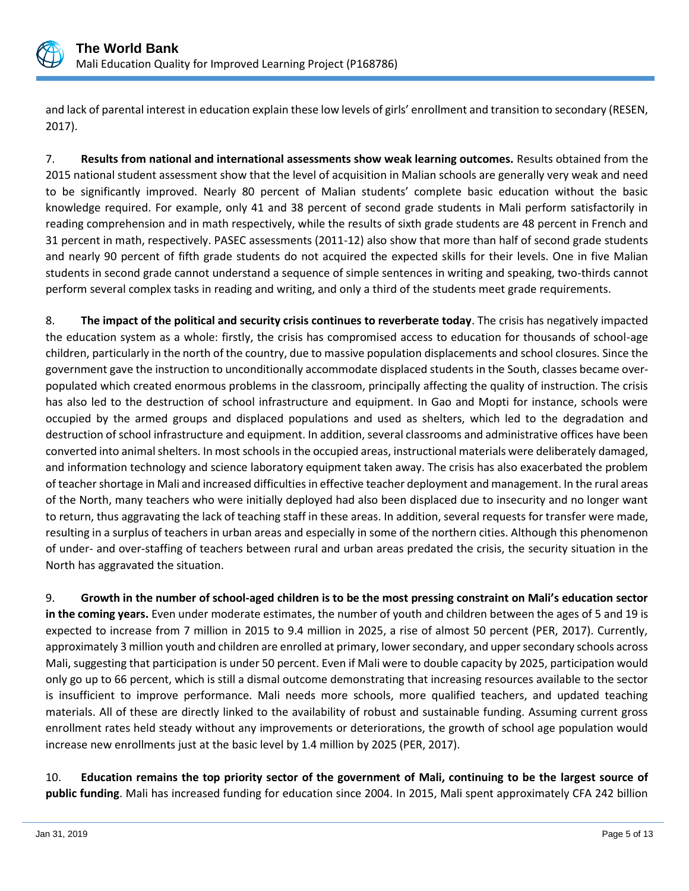and lack of parental interest in education explain these low levels of girls' enrollment and transition to secondary (RESEN, 2017).

7. **Results from national and international assessments show weak learning outcomes.** Results obtained from the 2015 national student assessment show that the level of acquisition in Malian schools are generally very weak and need to be significantly improved. Nearly 80 percent of Malian students' complete basic education without the basic knowledge required. For example, only 41 and 38 percent of second grade students in Mali perform satisfactorily in reading comprehension and in math respectively, while the results of sixth grade students are 48 percent in French and 31 percent in math, respectively. PASEC assessments (2011-12) also show that more than half of second grade students and nearly 90 percent of fifth grade students do not acquired the expected skills for their levels. One in five Malian students in second grade cannot understand a sequence of simple sentences in writing and speaking, two-thirds cannot perform several complex tasks in reading and writing, and only a third of the students meet grade requirements.

8. **The impact of the political and security crisis continues to reverberate today**. The crisis has negatively impacted the education system as a whole: firstly, the crisis has compromised access to education for thousands of school-age children, particularly in the north of the country, due to massive population displacements and school closures. Since the government gave the instruction to unconditionally accommodate displaced students in the South, classes became over-populated which created enormous problems in the classroom, principally affecting the quality of instruction. The crisis has also led to the destruction of school infrastructure and equipment. In Gao and Mopti for instance, schools were occupied by the armed groups and displaced populations and used as shelters, which led to the degradation and destruction of school infrastructure and equipment. In addition, several classrooms and administrative offices have been converted into animal shelters. In most schools in the occupied areas, instructional materials were deliberately damaged, and information technology and science laboratory equipment taken away. The crisis has also exacerbated the problem of teacher shortage in Mali and increased difficulties in effective teacher deployment and management. In the rural areas of the North, many teachers who were initially deployed had also been displaced due to insecurity and no longer want to return, thus aggravating the lack of teaching staff in these areas. In addition, several requests for transfer were made, resulting in a surplus of teachers in urban areas and especially in some of the northern cities. Although this phenomenon of under- and over-staffing of teachers between rural and urban areas predated the crisis, the security situation in the North has aggravated the situation.

9. **Growth in the number of school-aged children is to be the most pressing constraint on Mali's education sector in the coming years.** Even under moderate estimates, the number of youth and children between the ages of 5 and 19 is expected to increase from 7 million in 2015 to 9.4 million in 2025, a rise of almost 50 percent (PER, 2017). Currently, approximately 3 million youth and children are enrolled at primary, lower secondary, and upper secondary schools across Mali, suggesting that participation is under 50 percent. Even if Mali were to double capacity by 2025, participation would only go up to 66 percent, which is still a dismal outcome demonstrating that increasing resources available to the sector is insufficient to improve performance. Mali needs more schools, more qualified teachers, and updated teaching materials. All of these are directly linked to the availability of robust and sustainable funding. Assuming current gross enrollment rates held steady without any improvements or deteriorations, the growth of school age population would increase new enrollments just at the basic level by 1.4 million by 2025 (PER, 2017).

10. **Education remains the top priority sector of the government of Mali, continuing to be the largest source of public funding**. Mali has increased funding for education since 2004. In 2015, Mali spent approximately CFA 242 billion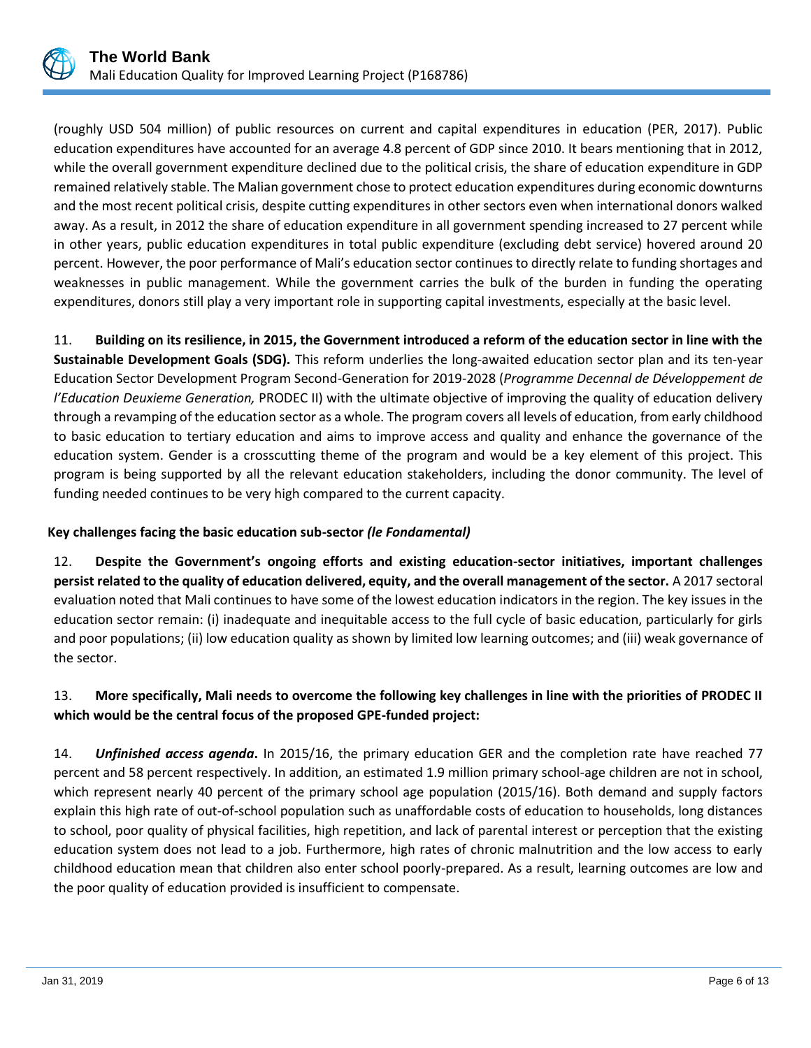(roughly USD 504 million) of public resources on current and capital expenditures in education (PER, 2017). Public education expenditures have accounted for an average 4.8 percent of GDP since 2010. It bears mentioning that in 2012, while the overall government expenditure declined due to the political crisis, the share of education expenditure in GDP remained relatively stable. The Malian government chose to protect education expenditures during economic downturns and the most recent political crisis, despite cutting expenditures in other sectors even when international donors walked away. As a result, in 2012 the share of education expenditure in all government spending increased to 27 percent while in other years, public education expenditures in total public expenditure (excluding debt service) hovered around 20 percent. However, the poor performance of Mali's education sector continues to directly relate to funding shortages and weaknesses in public management. While the government carries the bulk of the burden in funding the operating expenditures, donors still play a very important role in supporting capital investments, especially at the basic level.

11. **Building on its resilience, in 2015, the Government introduced a reform of the education sector in line with the Sustainable Development Goals (SDG).** This reform underlies the long-awaited education sector plan and its ten-year Education Sector Development Program Second-Generation for 2019-2028 (*Programme Decennal de Développement de l'Education Deuxieme Generation,* PRODEC II) with the ultimate objective of improving the quality of education delivery through a revamping of the education sector as a whole. The program covers all levels of education, from early childhood to basic education to tertiary education and aims to improve access and quality and enhance the governance of the education system. Gender is a crosscutting theme of the program and would be a key element of this project. This program is being supported by all the relevant education stakeholders, including the donor community. The level of funding needed continues to be very high compared to the current capacity.

**Key challenges facing the basic education sub-sector *(le Fondamental)***

12. **Despite the Government's ongoing efforts and existing education-sector initiatives, important challenges persist related to the quality of education delivered, equity, and the overall management of the sector.** A 2017 sectoral evaluation noted that Mali continues to have some of the lowest education indicators in the region. The key issues in the education sector remain: (i) inadequate and inequitable access to the full cycle of basic education, particularly for girls and poor populations; (ii) low education quality as shown by limited low learning outcomes; and (iii) weak governance of the sector.

13. **More specifically, Mali needs to overcome the following key challenges in line with the priorities of PRODEC II which would be the central focus of the proposed GPE-funded project:**

14. ***Unfinished access agenda*.** In 2015/16, the primary education GER and the completion rate have reached 77 percent and 58 percent respectively. In addition, an estimated 1.9 million primary school-age children are not in school, which represent nearly 40 percent of the primary school age population (2015/16). Both demand and supply factors explain this high rate of out-of-school population such as unaffordable costs of education to households, long distances to school, poor quality of physical facilities, high repetition, and lack of parental interest or perception that the existing education system does not lead to a job. Furthermore, high rates of chronic malnutrition and the low access to early childhood education mean that children also enter school poorly-prepared. As a result, learning outcomes are low and the poor quality of education provided is insufficient to compensate.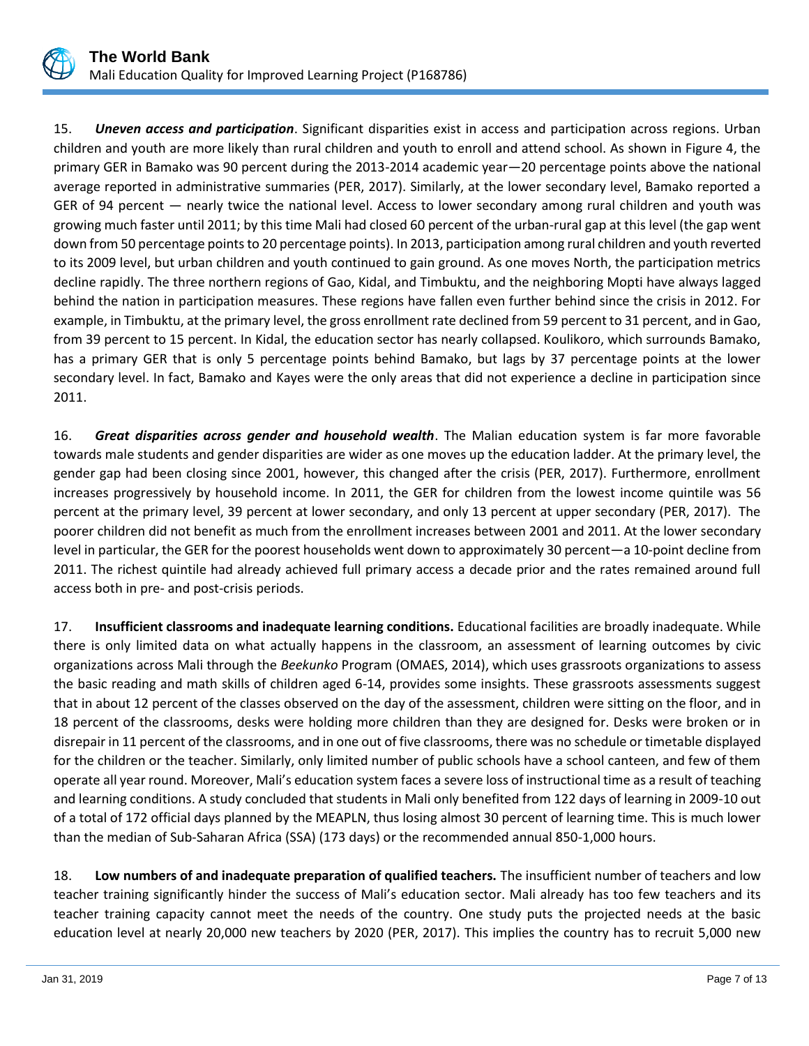15. ***Uneven access and participation***. Significant disparities exist in access and participation across regions. Urban children and youth are more likely than rural children and youth to enroll and attend school. As shown in Figure 4, the primary GER in Bamako was 90 percent during the 2013-2014 academic year—20 percentage points above the national average reported in administrative summaries (PER, 2017). Similarly, at the lower secondary level, Bamako reported a GER of 94 percent — nearly twice the national level. Access to lower secondary among rural children and youth was growing much faster until 2011; by this time Mali had closed 60 percent of the urban-rural gap at this level (the gap went down from 50 percentage points to 20 percentage points). In 2013, participation among rural children and youth reverted to its 2009 level, but urban children and youth continued to gain ground. As one moves North, the participation metrics decline rapidly. The three northern regions of Gao, Kidal, and Timbuktu, and the neighboring Mopti have always lagged behind the nation in participation measures. These regions have fallen even further behind since the crisis in 2012. For example, in Timbuktu, at the primary level, the gross enrollment rate declined from 59 percent to 31 percent, and in Gao, from 39 percent to 15 percent. In Kidal, the education sector has nearly collapsed. Koulikoro, which surrounds Bamako, has a primary GER that is only 5 percentage points behind Bamako, but lags by 37 percentage points at the lower secondary level. In fact, Bamako and Kayes were the only areas that did not experience a decline in participation since 2011.

16. ***Great disparities across gender and household wealth***. The Malian education system is far more favorable towards male students and gender disparities are wider as one moves up the education ladder. At the primary level, the gender gap had been closing since 2001, however, this changed after the crisis (PER, 2017). Furthermore, enrollment increases progressively by household income. In 2011, the GER for children from the lowest income quintile was 56 percent at the primary level, 39 percent at lower secondary, and only 13 percent at upper secondary (PER, 2017). The poorer children did not benefit as much from the enrollment increases between 2001 and 2011. At the lower secondary level in particular, the GER for the poorest households went down to approximately 30 percent—a 10-point decline from 2011. The richest quintile had already achieved full primary access a decade prior and the rates remained around full access both in pre- and post-crisis periods.

17. **Insufficient classrooms and inadequate learning conditions.** Educational facilities are broadly inadequate. While there is only limited data on what actually happens in the classroom, an assessment of learning outcomes by civic organizations across Mali through the *Beekunko* Program (OMAES, 2014), which uses grassroots organizations to assess the basic reading and math skills of children aged 6-14, provides some insights. These grassroots assessments suggest that in about 12 percent of the classes observed on the day of the assessment, children were sitting on the floor, and in 18 percent of the classrooms, desks were holding more children than they are designed for. Desks were broken or in disrepair in 11 percent of the classrooms, and in one out of five classrooms, there was no schedule or timetable displayed for the children or the teacher. Similarly, only limited number of public schools have a school canteen, and few of them operate all year round. Moreover, Mali's education system faces a severe loss of instructional time as a result of teaching and learning conditions. A study concluded that students in Mali only benefited from 122 days of learning in 2009-10 out of a total of 172 official days planned by the MEAPLN, thus losing almost 30 percent of learning time. This is much lower than the median of Sub-Saharan Africa (SSA) (173 days) or the recommended annual 850-1,000 hours.

18. **Low numbers of and inadequate preparation of qualified teachers.** The insufficient number of teachers and low teacher training significantly hinder the success of Mali's education sector. Mali already has too few teachers and its teacher training capacity cannot meet the needs of the country. One study puts the projected needs at the basic education level at nearly 20,000 new teachers by 2020 (PER, 2017). This implies the country has to recruit 5,000 new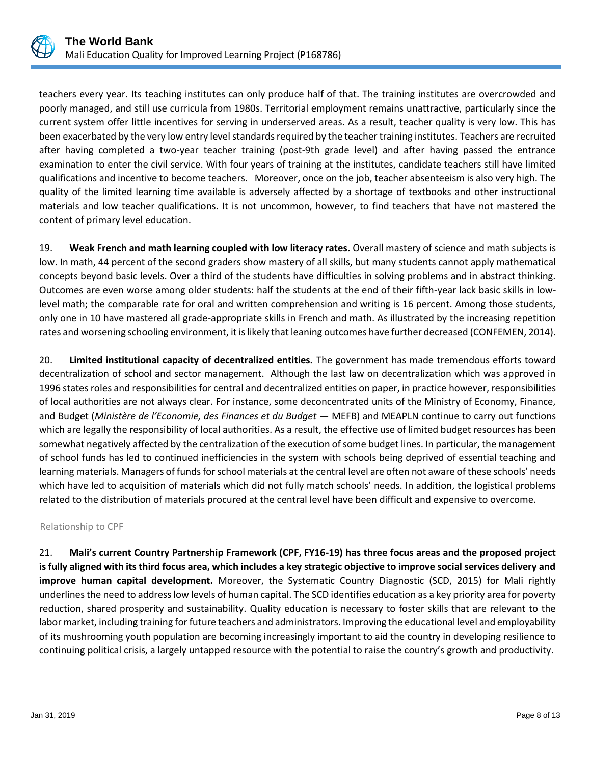teachers every year. Its teaching institutes can only produce half of that. The training institutes are overcrowded and poorly managed, and still use curricula from 1980s. Territorial employment remains unattractive, particularly since the current system offer little incentives for serving in underserved areas. As a result, teacher quality is very low. This has been exacerbated by the very low entry level standards required by the teacher training institutes. Teachers are recruited after having completed a two-year teacher training (post-9th grade level) and after having passed the entrance examination to enter the civil service. With four years of training at the institutes, candidate teachers still have limited qualifications and incentive to become teachers. Moreover, once on the job, teacher absenteeism is also very high. The quality of the limited learning time available is adversely affected by a shortage of textbooks and other instructional materials and low teacher qualifications. It is not uncommon, however, to find teachers that have not mastered the content of primary level education.

19. **Weak French and math learning coupled with low literacy rates.** Overall mastery of science and math subjects is low. In math, 44 percent of the second graders show mastery of all skills, but many students cannot apply mathematical concepts beyond basic levels. Over a third of the students have difficulties in solving problems and in abstract thinking. Outcomes are even worse among older students: half the students at the end of their fifth-year lack basic skills in low-level math; the comparable rate for oral and written comprehension and writing is 16 percent. Among those students, only one in 10 have mastered all grade-appropriate skills in French and math. As illustrated by the increasing repetition rates and worsening schooling environment, it is likely that leaning outcomes have further decreased (CONFEMEN, 2014).

20. **Limited institutional capacity of decentralized entities.** The government has made tremendous efforts toward decentralization of school and sector management. Although the last law on decentralization which was approved in 1996 states roles and responsibilities for central and decentralized entities on paper, in practice however, responsibilities of local authorities are not always clear. For instance, some deconcentrated units of the Ministry of Economy, Finance, and Budget (*Ministère de l'Economie, des Finances et du Budget* — MEFB) and MEAPLN continue to carry out functions which are legally the responsibility of local authorities. As a result, the effective use of limited budget resources has been somewhat negatively affected by the centralization of the execution of some budget lines. In particular, the management of school funds has led to continued inefficiencies in the system with schools being deprived of essential teaching and learning materials. Managers of funds for school materials at the central level are often not aware of these schools' needs which have led to acquisition of materials which did not fully match schools' needs. In addition, the logistical problems related to the distribution of materials procured at the central level have been difficult and expensive to overcome.

Relationship to CPF

21. **Mali's current Country Partnership Framework (CPF, FY16-19) has three focus areas and the proposed project is fully aligned with its third focus area, which includes a key strategic objective to improve social services delivery and improve human capital development.** Moreover, the Systematic Country Diagnostic (SCD, 2015) for Mali rightly underlines the need to address low levels of human capital. The SCD identifies education as a key priority area for poverty reduction, shared prosperity and sustainability. Quality education is necessary to foster skills that are relevant to the labor market, including training for future teachers and administrators. Improving the educational level and employability of its mushrooming youth population are becoming increasingly important to aid the country in developing resilience to continuing political crisis, a largely untapped resource with the potential to raise the country's growth and productivity.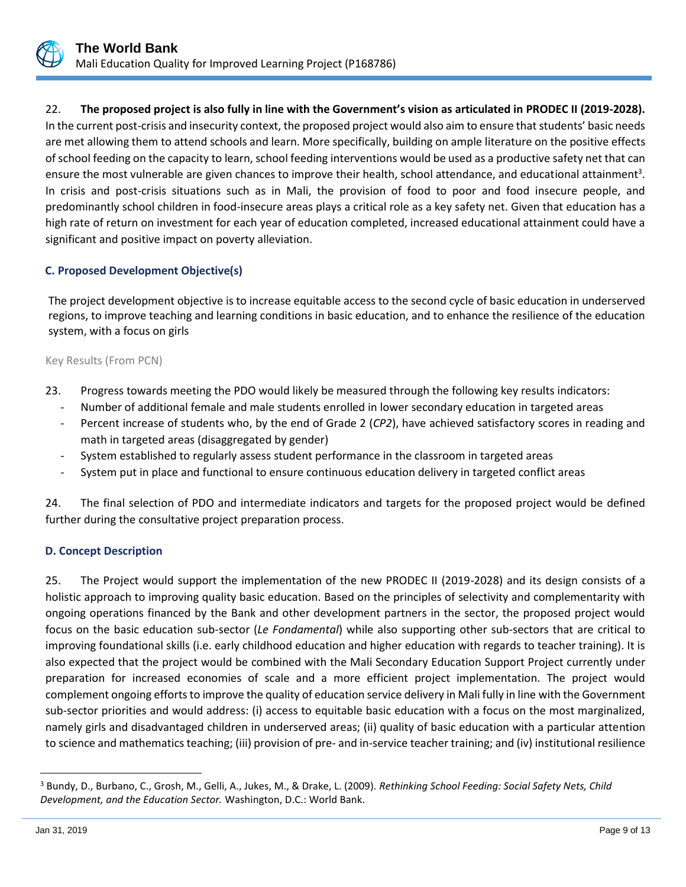22. **The proposed project is also fully in line with the Government's vision as articulated in PRODEC II (2019-2028).** In the current post-crisis and insecurity context, the proposed project would also aim to ensure that students' basic needs are met allowing them to attend schools and learn. More specifically, building on ample literature on the positive effects of school feeding on the capacity to learn, school feeding interventions would be used as a productive safety net that can ensure the most vulnerable are given chances to improve their health, school attendance, and educational attainment[3]. In crisis and post-crisis situations such as in Mali, the provision of food to poor and food insecure people, and predominantly school children in food-insecure areas plays a critical role as a key safety net. Given that education has a high rate of return on investment for each year of education completed, increased educational attainment could have a significant and positive impact on poverty alleviation.

### C. Proposed Development Objective(s)

The project development objective is to increase equitable access to the second cycle of basic education in underserved regions, to improve teaching and learning conditions in basic education, and to enhance the resilience of the education system, with a focus on girls

Key Results (From PCN)

23. Progress towards meeting the PDO would likely be measured through the following key results indicators:
   - Number of additional female and male students enrolled in lower secondary education in targeted areas
   - Percent increase of students who, by the end of Grade 2 (*CP2*), have achieved satisfactory scores in reading and math in targeted areas (disaggregated by gender)
   - System established to regularly assess student performance in the classroom in targeted areas
   - System put in place and functional to ensure continuous education delivery in targeted conflict areas

24. The final selection of PDO and intermediate indicators and targets for the proposed project would be defined further during the consultative project preparation process.

### D. Concept Description

25. The Project would support the implementation of the new PRODEC II (2019-2028) and its design consists of a holistic approach to improving quality basic education. Based on the principles of selectivity and complementarity with ongoing operations financed by the Bank and other development partners in the sector, the proposed project would focus on the basic education sub-sector (*Le Fondamental*) while also supporting other sub-sectors that are critical to improving foundational skills (i.e. early childhood education and higher education with regards to teacher training). It is also expected that the project would be combined with the Mali Secondary Education Support Project currently under preparation for increased economies of scale and a more efficient project implementation. The project would complement ongoing efforts to improve the quality of education service delivery in Mali fully in line with the Government sub-sector priorities and would address: (i) access to equitable basic education with a focus on the most marginalized, namely girls and disadvantaged children in underserved areas; (ii) quality of basic education with a particular attention to science and mathematics teaching; (iii) provision of pre- and in-service teacher training; and (iv) institutional resilience

---

[3] Bundy, D., Burbano, C., Grosh, M., Gelli, A., Jukes, M., & Drake, L. (2009). *Rethinking School Feeding: Social Safety Nets, Child Development, and the Education Sector.* Washington, D.C.: World Bank.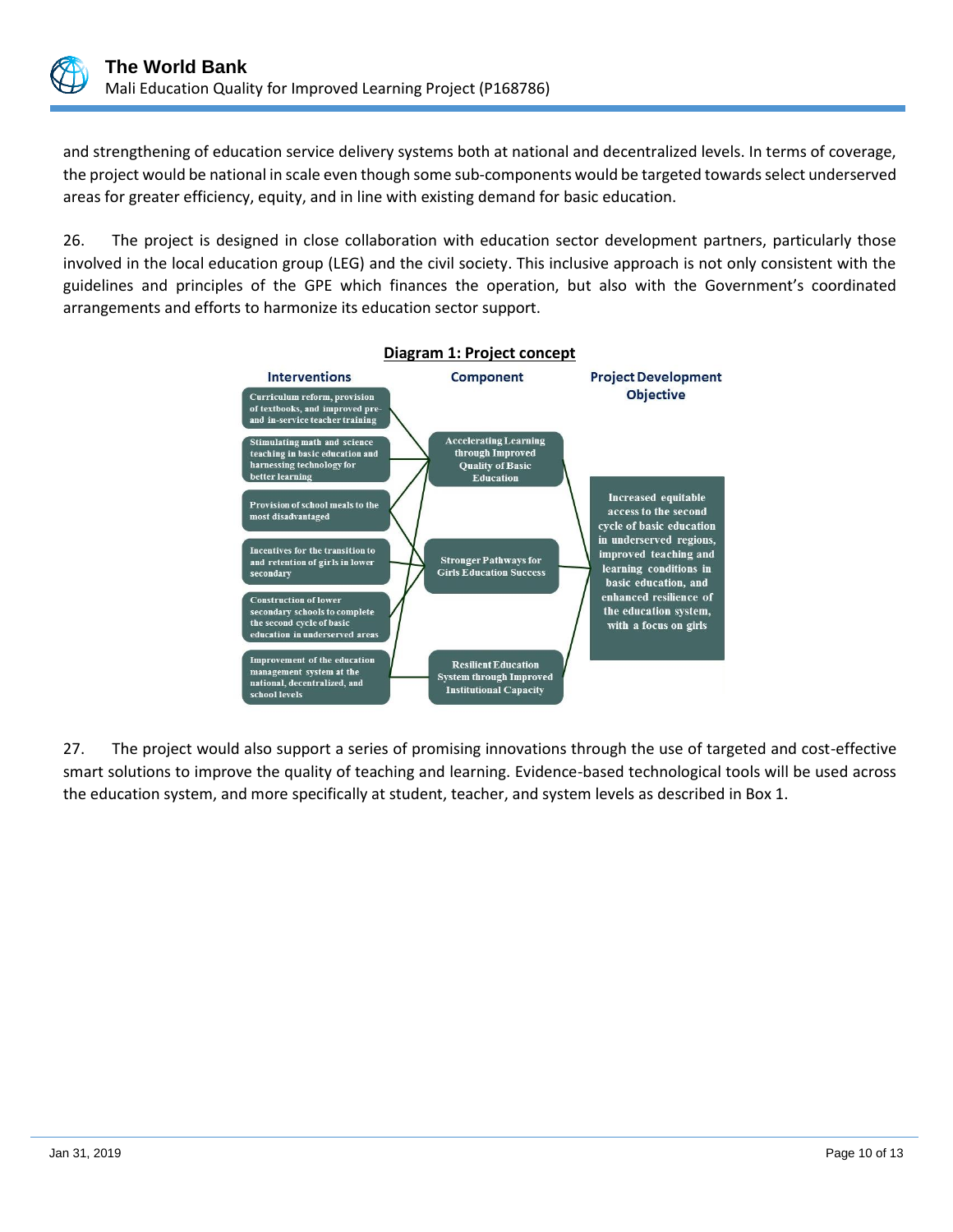and strengthening of education service delivery systems both at national and decentralized levels. In terms of coverage, the project would be national in scale even though some sub-components would be targeted towards select underserved areas for greater efficiency, equity, and in line with existing demand for basic education.

26. The project is designed in close collaboration with education sector development partners, particularly those involved in the local education group (LEG) and the civil society. This inclusive approach is not only consistent with the guidelines and principles of the GPE which finances the operation, but also with the Government's coordinated arrangements and efforts to harmonize its education sector support.

**Diagram 1: Project concept**

| Interventions | Component | Project Development Objective |
|---|---|---|
| Curriculum reform, provision of textbooks, and improved pre- and in-service teacher training | Accelerating Learning through Improved Quality of Basic Education | Increased equitable access to the second cycle of basic education in underserved regions, improved teaching and learning conditions in basic education, and enhanced resilience of the education system, with a focus on girls |
| Stimulating math and science teaching in basic education and harnessing technology for better learning | | |
| Provision of school meals to the most disadvantaged | | |
| Incentives for the transition to and retention of girls in lower secondary | Stronger Pathways for Girls Education Success | |
| Construction of lower secondary schools to complete the second cycle of basic education in underserved areas | | |
| Improvement of the education management system at the national, decentralized, and school levels | Resilient Education System through Improved Institutional Capacity | |

27. The project would also support a series of promising innovations through the use of targeted and cost-effective smart solutions to improve the quality of teaching and learning. Evidence-based technological tools will be used across the education system, and more specifically at student, teacher, and system levels as described in Box 1.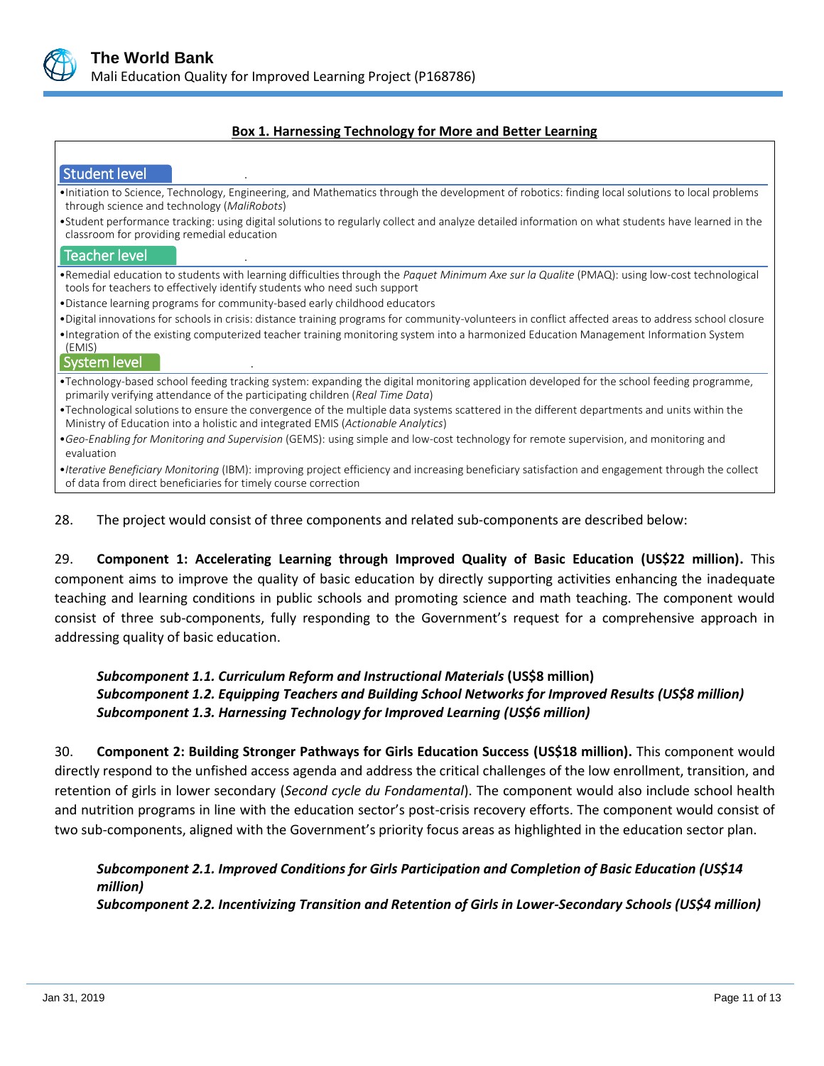**Box 1. Harnessing Technology for More and Better Learning**

**Student level**

- Initiation to Science, Technology, Engineering, and Mathematics through the development of robotics: finding local solutions to local problems through science and technology (*MaliRobots*)
- Student performance tracking: using digital solutions to regularly collect and analyze detailed information on what students have learned in the classroom for providing remedial education

**Teacher level**

- Remedial education to students with learning difficulties through the *Paquet Minimum Axe sur la Qualite* (PMAQ): using low-cost technological tools for teachers to effectively identify students who need such support
- Distance learning programs for community-based early childhood educators
- Digital innovations for schools in crisis: distance training programs for community-volunteers in conflict affected areas to address school closure
- Integration of the existing computerized teacher training monitoring system into a harmonized Education Management Information System (EMIS)

**System level**

- Technology-based school feeding tracking system: expanding the digital monitoring application developed for the school feeding programme, primarily verifying attendance of the participating children (*Real Time Data*)
- Technological solutions to ensure the convergence of the multiple data systems scattered in the different departments and units within the Ministry of Education into a holistic and integrated EMIS (*Actionable Analytics*)
- *Geo-Enabling for Monitoring and Supervision* (GEMS): using simple and low-cost technology for remote supervision, and monitoring and evaluation
- *Iterative Beneficiary Monitoring* (IBM): improving project efficiency and increasing beneficiary satisfaction and engagement through the collect of data from direct beneficiaries for timely course correction

28. The project would consist of three components and related sub-components are described below:

29. **Component 1: Accelerating Learning through Improved Quality of Basic Education (US$22 million).** This component aims to improve the quality of basic education by directly supporting activities enhancing the inadequate teaching and learning conditions in public schools and promoting science and math teaching. The component would consist of three sub-components, fully responding to the Government's request for a comprehensive approach in addressing quality of basic education.

***Subcomponent 1.1. Curriculum Reform and Instructional Materials* (US$8 million)**
***Subcomponent 1.2. Equipping Teachers and Building School Networks for Improved Results (US$8 million)***
***Subcomponent 1.3. Harnessing Technology for Improved Learning (US$6 million)***

30. **Component 2: Building Stronger Pathways for Girls Education Success (US$18 million).** This component would directly respond to the unfished access agenda and address the critical challenges of the low enrollment, transition, and retention of girls in lower secondary (*Second cycle du Fondamental*). The component would also include school health and nutrition programs in line with the education sector's post-crisis recovery efforts. The component would consist of two sub-components, aligned with the Government's priority focus areas as highlighted in the education sector plan.

***Subcomponent 2.1. Improved Conditions for Girls Participation and Completion of Basic Education (US$14 million)***
***Subcomponent 2.2. Incentivizing Transition and Retention of Girls in Lower-Secondary Schools (US$4 million)***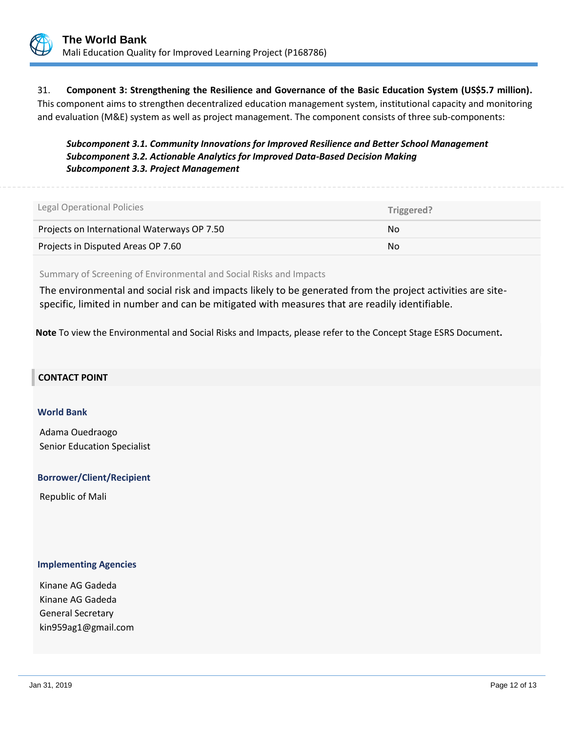31. **Component 3: Strengthening the Resilience and Governance of the Basic Education System (US$5.7 million).** This component aims to strengthen decentralized education management system, institutional capacity and monitoring and evaluation (M&E) system as well as project management. The component consists of three sub-components:

***Subcomponent 3.1. Community Innovations for Improved Resilience and Better School Management***
***Subcomponent 3.2. Actionable Analytics for Improved Data-Based Decision Making***
***Subcomponent 3.3. Project Management***

| Legal Operational Policies | Triggered? |
|---|---|
| Projects on International Waterways OP 7.50 | No |
| Projects in Disputed Areas OP 7.60 | No |

Summary of Screening of Environmental and Social Risks and Impacts

The environmental and social risk and impacts likely to be generated from the project activities are site-specific, limited in number and can be mitigated with measures that are readily identifiable.

**Note** To view the Environmental and Social Risks and Impacts, please refer to the Concept Stage ESRS Document**.**

## CONTACT POINT

### World Bank

Adama Ouedraogo
Senior Education Specialist

### Borrower/Client/Recipient

Republic of Mali

### Implementing Agencies

Kinane AG Gadeda
Kinane AG Gadeda
General Secretary
kin959ag1@gmail.com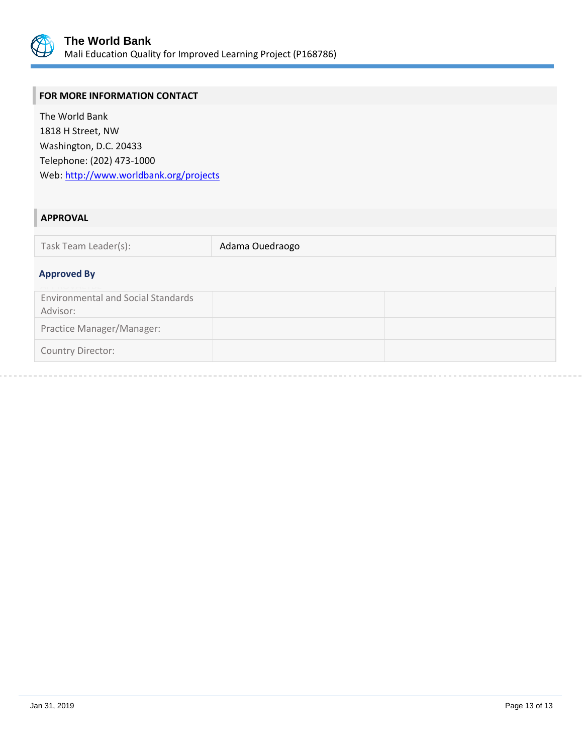## FOR MORE INFORMATION CONTACT

The World Bank
1818 H Street, NW
Washington, D.C. 20433
Telephone: (202) 473-1000
Web: http://www.worldbank.org/projects

## APPROVAL

| | |
|---|---|
| Task Team Leader(s): | Adama Ouedraogo |

### Approved By

| | | |
|---|---|---|
| Environmental and Social Standards Advisor: | | |
| Practice Manager/Manager: | | |
| Country Director: | | |